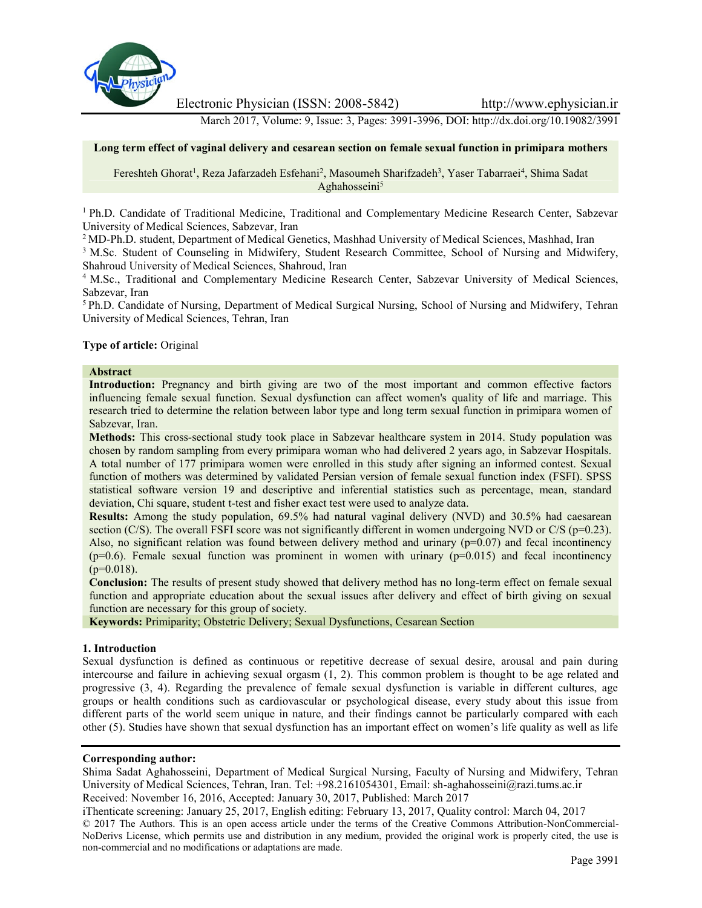# Long term effect of vaginal delivery and cesarean section on female sexual function in primipara mothers

Fereshteh Ghorat[1], Reza Jafarzadeh Esfehani[2], Masoumeh Sharifzadeh[3], Yaser Tabarraei[4], Shima Sadat Aghahosseini[5]

[1] Ph.D. Candidate of Traditional Medicine, Traditional and Complementary Medicine Research Center, Sabzevar University of Medical Sciences, Sabzevar, Iran

[2] MD-Ph.D. student, Department of Medical Genetics, Mashhad University of Medical Sciences, Mashhad, Iran

[3] M.Sc. Student of Counseling in Midwifery, Student Research Committee, School of Nursing and Midwifery, Shahroud University of Medical Sciences, Shahroud, Iran

[4] M.Sc., Traditional and Complementary Medicine Research Center, Sabzevar University of Medical Sciences, Sabzevar, Iran

[5] Ph.D. Candidate of Nursing, Department of Medical Surgical Nursing, School of Nursing and Midwifery, Tehran University of Medical Sciences, Tehran, Iran

**Type of article:** Original

## Abstract

**Introduction:** Pregnancy and birth giving are two of the most important and common effective factors influencing female sexual function. Sexual dysfunction can affect women's quality of life and marriage. This research tried to determine the relation between labor type and long term sexual function in primipara women of Sabzevar, Iran.

**Methods:** This cross-sectional study took place in Sabzevar healthcare system in 2014. Study population was chosen by random sampling from every primipara woman who had delivered 2 years ago, in Sabzevar Hospitals. A total number of 177 primipara women were enrolled in this study after signing an informed contest. Sexual function of mothers was determined by validated Persian version of female sexual function index (FSFI). SPSS statistical software version 19 and descriptive and inferential statistics such as percentage, mean, standard deviation, Chi square, student t-test and fisher exact test were used to analyze data.

**Results:** Among the study population, 69.5% had natural vaginal delivery (NVD) and 30.5% had caesarean section (C/S). The overall FSFI score was not significantly different in women undergoing NVD or C/S ($p=0.23$). Also, no significant relation was found between delivery method and urinary ($p=0.07$) and fecal incontinency ($p=0.6$). Female sexual function was prominent in women with urinary ($p=0.015$) and fecal incontinency ($p=0.018$).

**Conclusion:** The results of present study showed that delivery method has no long-term effect on female sexual function and appropriate education about the sexual issues after delivery and effect of birth giving on sexual function are necessary for this group of society.

**Keywords:** Primiparity; Obstetric Delivery; Sexual Dysfunctions, Cesarean Section

## 1. Introduction

Sexual dysfunction is defined as continuous or repetitive decrease of sexual desire, arousal and pain during intercourse and failure in achieving sexual orgasm (1, 2). This common problem is thought to be age related and progressive (3, 4). Regarding the prevalence of female sexual dysfunction is variable in different cultures, age groups or health conditions such as cardiovascular or psychological disease, every study about this issue from different parts of the world seem unique in nature, and their findings cannot be particularly compared with each other (5). Studies have shown that sexual dysfunction has an important effect on women's life quality as well as life

**Corresponding author:**

Shima Sadat Aghahosseini, Department of Medical Surgical Nursing, Faculty of Nursing and Midwifery, Tehran University of Medical Sciences, Tehran, Iran. Tel: +98.2161054301, Email: sh-aghahosseini@razi.tums.ac.ir

Received: November 16, 2016, Accepted: January 30, 2017, Published: March 2017

iThenticate screening: January 25, 2017, English editing: February 13, 2017, Quality control: March 04, 2017

© 2017 The Authors. This is an open access article under the terms of the Creative Commons Attribution-NonCommercial-NoDerivs License, which permits use and distribution in any medium, provided the original work is properly cited, the use is non-commercial and no modifications or adaptations are made.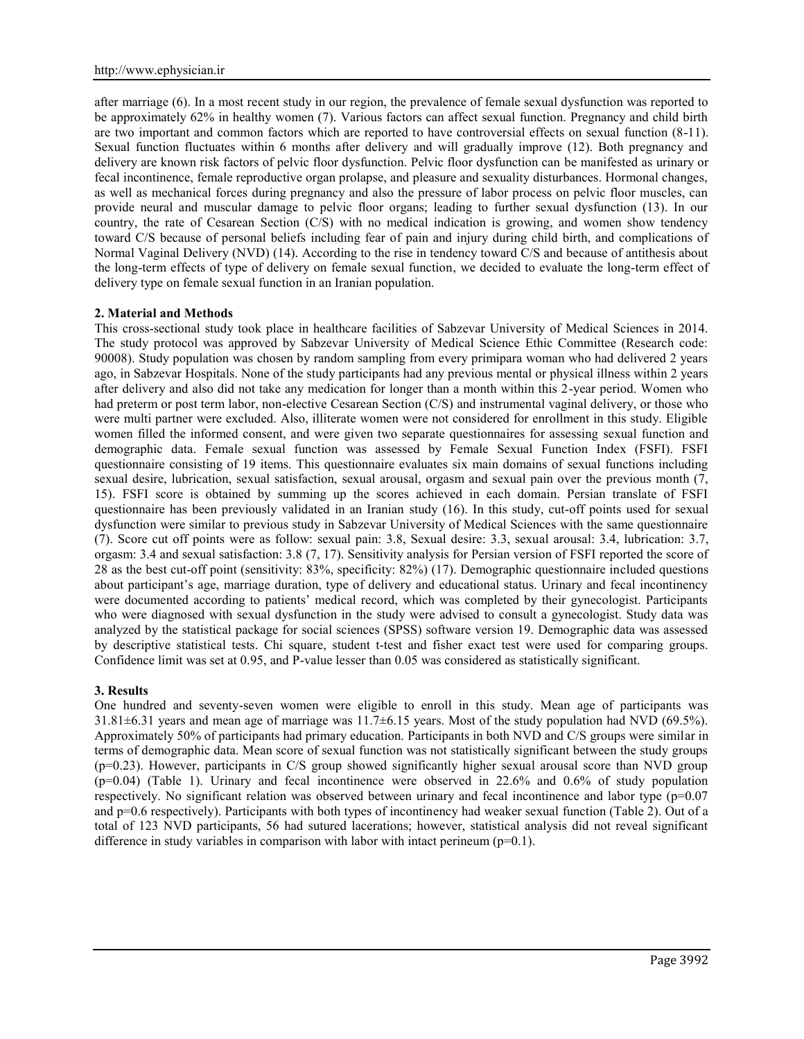after marriage (6). In a most recent study in our region, the prevalence of female sexual dysfunction was reported to be approximately 62% in healthy women (7). Various factors can affect sexual function. Pregnancy and child birth are two important and common factors which are reported to have controversial effects on sexual function (8-11). Sexual function fluctuates within 6 months after delivery and will gradually improve (12). Both pregnancy and delivery are known risk factors of pelvic floor dysfunction. Pelvic floor dysfunction can be manifested as urinary or fecal incontinence, female reproductive organ prolapse, and pleasure and sexuality disturbances. Hormonal changes, as well as mechanical forces during pregnancy and also the pressure of labor process on pelvic floor muscles, can provide neural and muscular damage to pelvic floor organs; leading to further sexual dysfunction (13). In our country, the rate of Cesarean Section (C/S) with no medical indication is growing, and women show tendency toward C/S because of personal beliefs including fear of pain and injury during child birth, and complications of Normal Vaginal Delivery (NVD) (14). According to the rise in tendency toward C/S and because of antithesis about the long-term effects of type of delivery on female sexual function, we decided to evaluate the long-term effect of delivery type on female sexual function in an Iranian population.

## 2. Material and Methods

This cross-sectional study took place in healthcare facilities of Sabzevar University of Medical Sciences in 2014. The study protocol was approved by Sabzevar University of Medical Science Ethic Committee (Research code: 90008). Study population was chosen by random sampling from every primipara woman who had delivered 2 years ago, in Sabzevar Hospitals. None of the study participants had any previous mental or physical illness within 2 years after delivery and also did not take any medication for longer than a month within this 2-year period. Women who had preterm or post term labor, non-elective Cesarean Section (C/S) and instrumental vaginal delivery, or those who were multi partner were excluded. Also, illiterate women were not considered for enrollment in this study. Eligible women filled the informed consent, and were given two separate questionnaires for assessing sexual function and demographic data. Female sexual function was assessed by Female Sexual Function Index (FSFI). FSFI questionnaire consisting of 19 items. This questionnaire evaluates six main domains of sexual functions including sexual desire, lubrication, sexual satisfaction, sexual arousal, orgasm and sexual pain over the previous month (7, 15). FSFI score is obtained by summing up the scores achieved in each domain. Persian translate of FSFI questionnaire has been previously validated in an Iranian study (16). In this study, cut-off points used for sexual dysfunction were similar to previous study in Sabzevar University of Medical Sciences with the same questionnaire (7). Score cut off points were as follow: sexual pain: 3.8, Sexual desire: 3.3, sexual arousal: 3.4, lubrication: 3.7, orgasm: 3.4 and sexual satisfaction: 3.8 (7, 17). Sensitivity analysis for Persian version of FSFI reported the score of 28 as the best cut-off point (sensitivity: 83%, specificity: 82%) (17). Demographic questionnaire included questions about participant's age, marriage duration, type of delivery and educational status. Urinary and fecal incontinency were documented according to patients' medical record, which was completed by their gynecologist. Participants who were diagnosed with sexual dysfunction in the study were advised to consult a gynecologist. Study data was analyzed by the statistical package for social sciences (SPSS) software version 19. Demographic data was assessed by descriptive statistical tests. Chi square, student t-test and fisher exact test were used for comparing groups. Confidence limit was set at 0.95, and P-value lesser than 0.05 was considered as statistically significant.

## 3. Results

One hundred and seventy-seven women were eligible to enroll in this study. Mean age of participants was 31.81±6.31 years and mean age of marriage was 11.7±6.15 years. Most of the study population had NVD (69.5%). Approximately 50% of participants had primary education. Participants in both NVD and C/S groups were similar in terms of demographic data. Mean score of sexual function was not statistically significant between the study groups ($p=0.23$). However, participants in C/S group showed significantly higher sexual arousal score than NVD group ($p=0.04$) (Table 1). Urinary and fecal incontinence were observed in 22.6% and 0.6% of study population respectively. No significant relation was observed between urinary and fecal incontinence and labor type ($p=0.07$ and $p=0.6$ respectively). Participants with both types of incontinency had weaker sexual function (Table 2). Out of a total of 123 NVD participants, 56 had sutured lacerations; however, statistical analysis did not reveal significant difference in study variables in comparison with labor with intact perineum ($p=0.1$).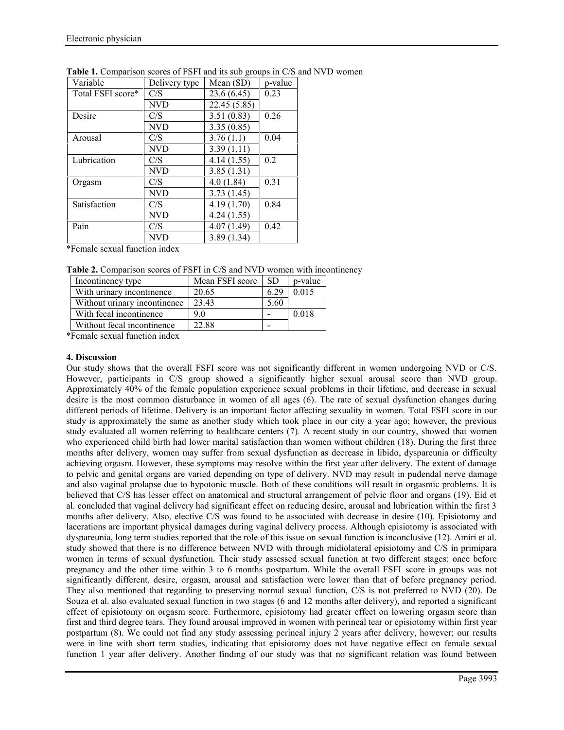**Table 1.** Comparison scores of FSFI and its sub groups in C/S and NVD women

| Variable | Delivery type | Mean (SD) | p-value |
|---|---|---|---|
| Total FSFI score* | C/S | 23.6 (6.45) | 0.23 |
| | NVD | 22.45 (5.85) | |
| Desire | C/S | 3.51 (0.83) | 0.26 |
| | NVD | 3.35 (0.85) | |
| Arousal | C/S | 3.76 (1.1) | 0.04 |
| | NVD | 3.39 (1.11) | |
| Lubrication | C/S | 4.14 (1.55) | 0.2 |
| | NVD | 3.85 (1.31) | |
| Orgasm | C/S | 4.0 (1.84) | 0.31 |
| | NVD | 3.73 (1.45) | |
| Satisfaction | C/S | 4.19 (1.70) | 0.84 |
| | NVD | 4.24 (1.55) | |
| Pain | C/S | 4.07 (1.49) | 0.42 |
| | NVD | 3.89 (1.34) | |

*Female sexual function index

**Table 2.** Comparison scores of FSFI in C/S and NVD women with incontinency

| Incontinency type | Mean FSFI score | SD | p-value |
|---|---|---|---|
| With urinary incontinence | 20.65 | 6.29 | 0.015 |
| Without urinary incontinence | 23.43 | 5.60 | |
| With fecal incontinence | 9.0 | - | 0.018 |
| Without fecal incontinence | 22.88 | - | |

*Female sexual function index

## 4. Discussion

Our study shows that the overall FSFI score was not significantly different in women undergoing NVD or C/S. However, participants in C/S group showed a significantly higher sexual arousal score than NVD group. Approximately 40% of the female population experience sexual problems in their lifetime, and decrease in sexual desire is the most common disturbance in women of all ages (6). The rate of sexual dysfunction changes during different periods of lifetime. Delivery is an important factor affecting sexuality in women. Total FSFI score in our study is approximately the same as another study which took place in our city a year ago; however, the previous study evaluated all women referring to healthcare centers (7). A recent study in our country, showed that women who experienced child birth had lower marital satisfaction than women without children (18). During the first three months after delivery, women may suffer from sexual dysfunction as decrease in libido, dyspareunia or difficulty achieving orgasm. However, these symptoms may resolve within the first year after delivery. The extent of damage to pelvic and genital organs are varied depending on type of delivery. NVD may result in pudendal nerve damage and also vaginal prolapse due to hypotonic muscle. Both of these conditions will result in orgasmic problems. It is believed that C/S has lesser effect on anatomical and structural arrangement of pelvic floor and organs (19). Eid et al. concluded that vaginal delivery had significant effect on reducing desire, arousal and lubrication within the first 3 months after delivery. Also, elective C/S was found to be associated with decrease in desire (10). Episiotomy and lacerations are important physical damages during vaginal delivery process. Although episiotomy is associated with dyspareunia, long term studies reported that the role of this issue on sexual function is inconclusive (12). Amiri et al. study showed that there is no difference between NVD with through midiolateral episiotomy and C/S in primipara women in terms of sexual dysfunction. Their study assessed sexual function at two different stages; once before pregnancy and the other time within 3 to 6 months postpartum. While the overall FSFI score in groups was not significantly different, desire, orgasm, arousal and satisfaction were lower than that of before pregnancy period. They also mentioned that regarding to preserving normal sexual function, C/S is not preferred to NVD (20). De Souza et al. also evaluated sexual function in two stages (6 and 12 months after delivery), and reported a significant effect of episiotomy on orgasm score. Furthermore, episiotomy had greater effect on lowering orgasm score than first and third degree tears. They found arousal improved in women with perineal tear or episiotomy within first year postpartum (8). We could not find any study assessing perineal injury 2 years after delivery, however; our results were in line with short term studies, indicating that episiotomy does not have negative effect on female sexual function 1 year after delivery. Another finding of our study was that no significant relation was found between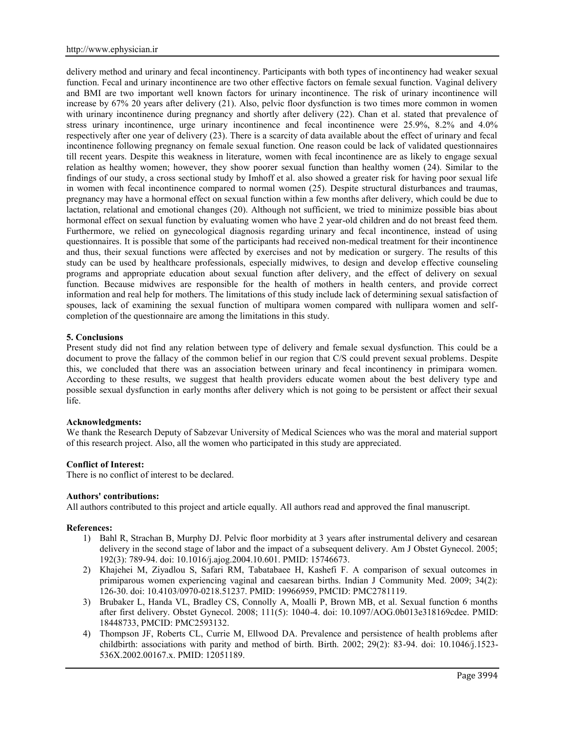delivery method and urinary and fecal incontinency. Participants with both types of incontinency had weaker sexual function. Fecal and urinary incontinence are two other effective factors on female sexual function. Vaginal delivery and BMI are two important well known factors for urinary incontinence. The risk of urinary incontinence will increase by 67% 20 years after delivery (21). Also, pelvic floor dysfunction is two times more common in women with urinary incontinence during pregnancy and shortly after delivery (22). Chan et al. stated that prevalence of stress urinary incontinence, urge urinary incontinence and fecal incontinence were 25.9%, 8.2% and 4.0% respectively after one year of delivery (23). There is a scarcity of data available about the effect of urinary and fecal incontinence following pregnancy on female sexual function. One reason could be lack of validated questionnaires till recent years. Despite this weakness in literature, women with fecal incontinence are as likely to engage sexual relation as healthy women; however, they show poorer sexual function than healthy women (24). Similar to the findings of our study, a cross sectional study by Imhoff et al. also showed a greater risk for having poor sexual life in women with fecal incontinence compared to normal women (25). Despite structural disturbances and traumas, pregnancy may have a hormonal effect on sexual function within a few months after delivery, which could be due to lactation, relational and emotional changes (20). Although not sufficient, we tried to minimize possible bias about hormonal effect on sexual function by evaluating women who have 2 year-old children and do not breast feed them. Furthermore, we relied on gynecological diagnosis regarding urinary and fecal incontinence, instead of using questionnaires. It is possible that some of the participants had received non-medical treatment for their incontinence and thus, their sexual functions were affected by exercises and not by medication or surgery. The results of this study can be used by healthcare professionals, especially midwives, to design and develop effective counseling programs and appropriate education about sexual function after delivery, and the effect of delivery on sexual function. Because midwives are responsible for the health of mothers in health centers, and provide correct information and real help for mothers. The limitations of this study include lack of determining sexual satisfaction of spouses, lack of examining the sexual function of multipara women compared with nullipara women and self-completion of the questionnaire are among the limitations in this study.

### 5. Conclusions

Present study did not find any relation between type of delivery and female sexual dysfunction. This could be a document to prove the fallacy of the common belief in our region that C/S could prevent sexual problems. Despite this, we concluded that there was an association between urinary and fecal incontinency in primipara women. According to these results, we suggest that health providers educate women about the best delivery type and possible sexual dysfunction in early months after delivery which is not going to be persistent or affect their sexual life.

**Acknowledgments:**

We thank the Research Deputy of Sabzevar University of Medical Sciences who was the moral and material support of this research project. Also, all the women who participated in this study are appreciated.

**Conflict of Interest:**

There is no conflict of interest to be declared.

**Authors' contributions:**

All authors contributed to this project and article equally. All authors read and approved the final manuscript.

**References:**

1) Bahl R, Strachan B, Murphy DJ. Pelvic floor morbidity at 3 years after instrumental delivery and cesarean delivery in the second stage of labor and the impact of a subsequent delivery. Am J Obstet Gynecol. 2005; 192(3): 789-94. doi: 10.1016/j.ajog.2004.10.601. PMID: 15746673.
2) Khajehei M, Ziyadlou S, Safari RM, Tabatabaee H, Kashefi F. A comparison of sexual outcomes in primiparous women experiencing vaginal and caesarean births. Indian J Community Med. 2009; 34(2): 126-30. doi: 10.4103/0970-0218.51237. PMID: 19966959, PMCID: PMC2781119.
3) Brubaker L, Handa VL, Bradley CS, Connolly A, Moalli P, Brown MB, et al. Sexual function 6 months after first delivery. Obstet Gynecol. 2008; 111(5): 1040-4. doi: 10.1097/AOG.0b013e318169cdee. PMID: 18448733, PMCID: PMC2593132.
4) Thompson JF, Roberts CL, Currie M, Ellwood DA. Prevalence and persistence of health problems after childbirth: associations with parity and method of birth. Birth. 2002; 29(2): 83-94. doi: 10.1046/j.1523-536X.2002.00167.x. PMID: 12051189.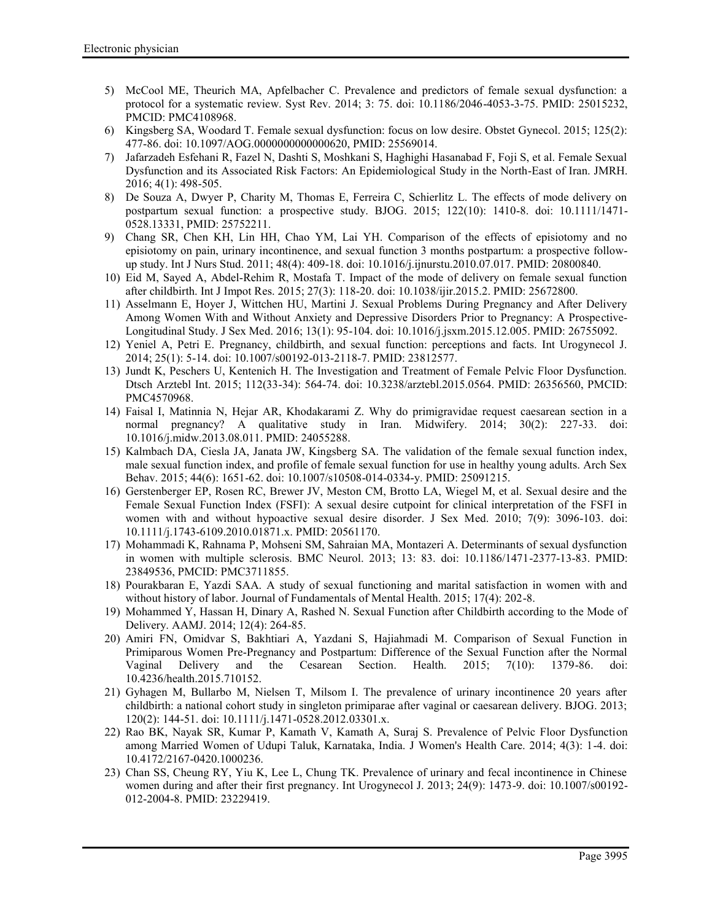5) McCool ME, Theurich MA, Apfelbacher C. Prevalence and predictors of female sexual dysfunction: a protocol for a systematic review. Syst Rev. 2014; 3: 75. doi: 10.1186/2046-4053-3-75. PMID: 25015232, PMCID: PMC4108968.
6) Kingsberg SA, Woodard T. Female sexual dysfunction: focus on low desire. Obstet Gynecol. 2015; 125(2): 477-86. doi: 10.1097/AOG.0000000000000620, PMID: 25569014.
7) Jafarzadeh Esfehani R, Fazel N, Dashti S, Moshkani S, Haghighi Hasanabad F, Foji S, et al. Female Sexual Dysfunction and its Associated Risk Factors: An Epidemiological Study in the North-East of Iran. JMRH. 2016; 4(1): 498-505.
8) De Souza A, Dwyer P, Charity M, Thomas E, Ferreira C, Schierlitz L. The effects of mode delivery on postpartum sexual function: a prospective study. BJOG. 2015; 122(10): 1410-8. doi: 10.1111/1471-0528.13331, PMID: 25752211.
9) Chang SR, Chen KH, Lin HH, Chao YM, Lai YH. Comparison of the effects of episiotomy and no episiotomy on pain, urinary incontinence, and sexual function 3 months postpartum: a prospective follow-up study. Int J Nurs Stud. 2011; 48(4): 409-18. doi: 10.1016/j.ijnurstu.2010.07.017. PMID: 20800840.
10) Eid M, Sayed A, Abdel-Rehim R, Mostafa T. Impact of the mode of delivery on female sexual function after childbirth. Int J Impot Res. 2015; 27(3): 118-20. doi: 10.1038/ijir.2015.2. PMID: 25672800.
11) Asselmann E, Hoyer J, Wittchen HU, Martini J. Sexual Problems During Pregnancy and After Delivery Among Women With and Without Anxiety and Depressive Disorders Prior to Pregnancy: A Prospective-Longitudinal Study. J Sex Med. 2016; 13(1): 95-104. doi: 10.1016/j.jsxm.2015.12.005. PMID: 26755092.
12) Yeniel A, Petri E. Pregnancy, childbirth, and sexual function: perceptions and facts. Int Urogynecol J. 2014; 25(1): 5-14. doi: 10.1007/s00192-013-2118-7. PMID: 23812577.
13) Jundt K, Peschers U, Kentenich H. The Investigation and Treatment of Female Pelvic Floor Dysfunction. Dtsch Arztebl Int. 2015; 112(33-34): 564-74. doi: 10.3238/arztebl.2015.0564. PMID: 26356560, PMCID: PMC4570968.
14) Faisal I, Matinnia N, Hejar AR, Khodakarami Z. Why do primigravidae request caesarean section in a normal pregnancy? A qualitative study in Iran. Midwifery. 2014; 30(2): 227-33. doi: 10.1016/j.midw.2013.08.011. PMID: 24055288.
15) Kalmbach DA, Ciesla JA, Janata JW, Kingsberg SA. The validation of the female sexual function index, male sexual function index, and profile of female sexual function for use in healthy young adults. Arch Sex Behav. 2015; 44(6): 1651-62. doi: 10.1007/s10508-014-0334-y. PMID: 25091215.
16) Gerstenberger EP, Rosen RC, Brewer JV, Meston CM, Brotto LA, Wiegel M, et al. Sexual desire and the Female Sexual Function Index (FSFI): A sexual desire cutpoint for clinical interpretation of the FSFI in women with and without hypoactive sexual desire disorder. J Sex Med. 2010; 7(9): 3096-103. doi: 10.1111/j.1743-6109.2010.01871.x. PMID: 20561170.
17) Mohammadi K, Rahnama P, Mohseni SM, Sahraian MA, Montazeri A. Determinants of sexual dysfunction in women with multiple sclerosis. BMC Neurol. 2013; 13: 83. doi: 10.1186/1471-2377-13-83. PMID: 23849536, PMCID: PMC3711855.
18) Pourakbaran E, Yazdi SAA. A study of sexual functioning and marital satisfaction in women with and without history of labor. Journal of Fundamentals of Mental Health. 2015; 17(4): 202-8.
19) Mohammed Y, Hassan H, Dinary A, Rashed N. Sexual Function after Childbirth according to the Mode of Delivery. AAMJ. 2014; 12(4): 264-85.
20) Amiri FN, Omidvar S, Bakhtiari A, Yazdani S, Hajiahmadi M. Comparison of Sexual Function in Primiparous Women Pre-Pregnancy and Postpartum: Difference of the Sexual Function after the Normal Vaginal Delivery and the Cesarean Section. Health. 2015; 7(10): 1379-86. doi: 10.4236/health.2015.710152.
21) Gyhagen M, Bullarbo M, Nielsen T, Milsom I. The prevalence of urinary incontinence 20 years after childbirth: a national cohort study in singleton primiparae after vaginal or caesarean delivery. BJOG. 2013; 120(2): 144-51. doi: 10.1111/j.1471-0528.2012.03301.x.
22) Rao BK, Nayak SR, Kumar P, Kamath V, Kamath A, Suraj S. Prevalence of Pelvic Floor Dysfunction among Married Women of Udupi Taluk, Karnataka, India. J Women's Health Care. 2014; 4(3): 1-4. doi: 10.4172/2167-0420.1000236.
23) Chan SS, Cheung RY, Yiu K, Lee L, Chung TK. Prevalence of urinary and fecal incontinence in Chinese women during and after their first pregnancy. Int Urogynecol J. 2013; 24(9): 1473-9. doi: 10.1007/s00192-012-2004-8. PMID: 23229419.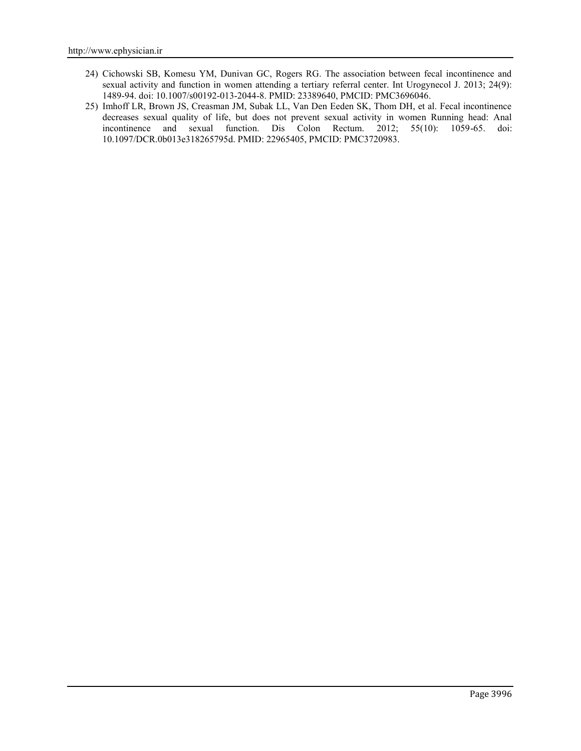24) Cichowski SB, Komesu YM, Dunivan GC, Rogers RG. The association between fecal incontinence and sexual activity and function in women attending a tertiary referral center. Int Urogynecol J. 2013; 24(9): 1489-94. doi: 10.1007/s00192-013-2044-8. PMID: 23389640, PMCID: PMC3696046.
25) Imhoff LR, Brown JS, Creasman JM, Subak LL, Van Den Eeden SK, Thom DH, et al. Fecal incontinence decreases sexual quality of life, but does not prevent sexual activity in women Running head: Anal incontinence and sexual function. Dis Colon Rectum. 2012; 55(10): 1059-65. doi: 10.1097/DCR.0b013e318265795d. PMID: 22965405, PMCID: PMC3720983.